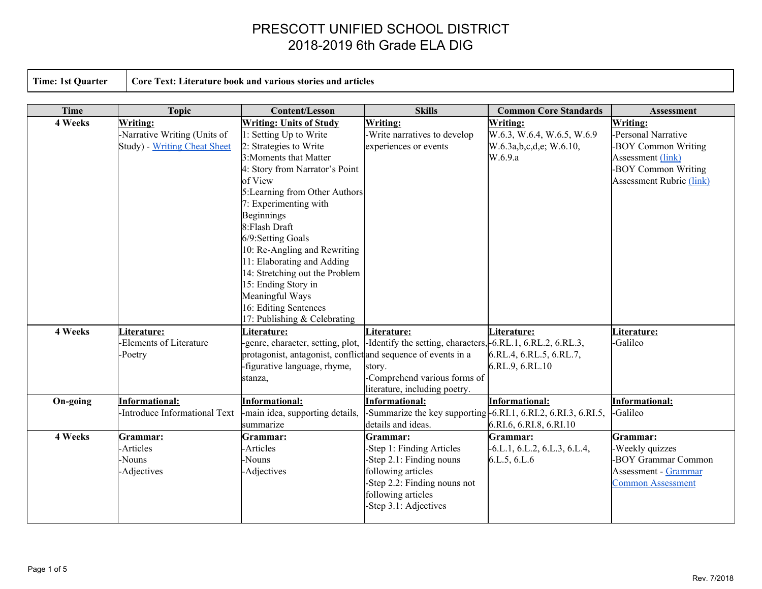# PRESCOTT UNIFIED SCHOOL DISTRICT
## 2018-2019 6th Grade ELA DIG

| Time: 1st Quarter | Core Text: Literature book and various stories and articles |
|---|---|

| Time | Topic | Content/Lesson | Skills | Common Core Standards | Assessment |
|---|---|---|---|---|---|
| 4 Weeks | **Writing:**<br>-Narrative Writing (Units of Study) - Writing Cheat Sheet | **Writing: Units of Study**<br>1: Setting Up to Write<br>2: Strategies to Write<br>3:Moments that Matter<br>4: Story from Narrator's Point of View<br>5:Learning from Other Authors<br>7: Experimenting with Beginnings<br>8:Flash Draft<br>6/9:Setting Goals<br>10: Re-Angling and Rewriting<br>11: Elaborating and Adding<br>14: Stretching out the Problem<br>15: Ending Story in Meaningful Ways<br>16: Editing Sentences<br>17: Publishing & Celebrating | **Writing:**<br>-Write narratives to develop experiences or events | **Writing:**<br>W.6.3, W.6.4, W.6.5, W.6.9 W.6.3a,b,c,d,e; W.6.10, W.6.9.a | **Writing:**<br>-Personal Narrative<br>-BOY Common Writing Assessment (link)<br>-BOY Common Writing Assessment Rubric (link) |
| 4 Weeks | **Literature:**<br>-Elements of Literature<br>-Poetry | **Literature:**<br>-genre, character, setting, plot, protagonist, antagonist, conflict<br>-figurative language, rhyme, stanza, | **Literature:**<br>-Identify the setting, characters, and sequence of events in a story.<br>-Comprehend various forms of literature, including poetry. | **Literature:**<br>-6.RL.1, 6.RL.2, 6.RL.3, 6.RL.4, 6.RL.5, 6.RL.7, 6.RL.9, 6.RL.10 | **Literature:**<br>-Galileo |
| On-going | **Informational:**<br>-Introduce Informational Text | **Informational:**<br>-main idea, supporting details, summarize | **Informational:**<br>-Summarize the key supporting details and ideas. | **Informational:**<br>-6.RI.1, 6.RI.2, 6.RI.3, 6.RI.5, 6.RI.6, 6.RI.8, 6.RI.10 | **Informational:**<br>-Galileo |
| 4 Weeks | **Grammar:**<br>-Articles<br>-Nouns<br>-Adjectives | **Grammar:**<br>-Articles<br>-Nouns<br>-Adjectives | **Grammar:**<br>-Step 1: Finding Articles<br>-Step 2.1: Finding nouns following articles<br>-Step 2.2: Finding nouns not following articles<br>-Step 3.1: Adjectives | **Grammar:**<br>-6.L.1, 6.L.2, 6.L.3, 6.L.4, 6.L.5, 6.L.6 | **Grammar:**<br>-Weekly quizzes<br>-BOY Grammar Common Assessment - Grammar Common Assessment |

Rev. 7/2018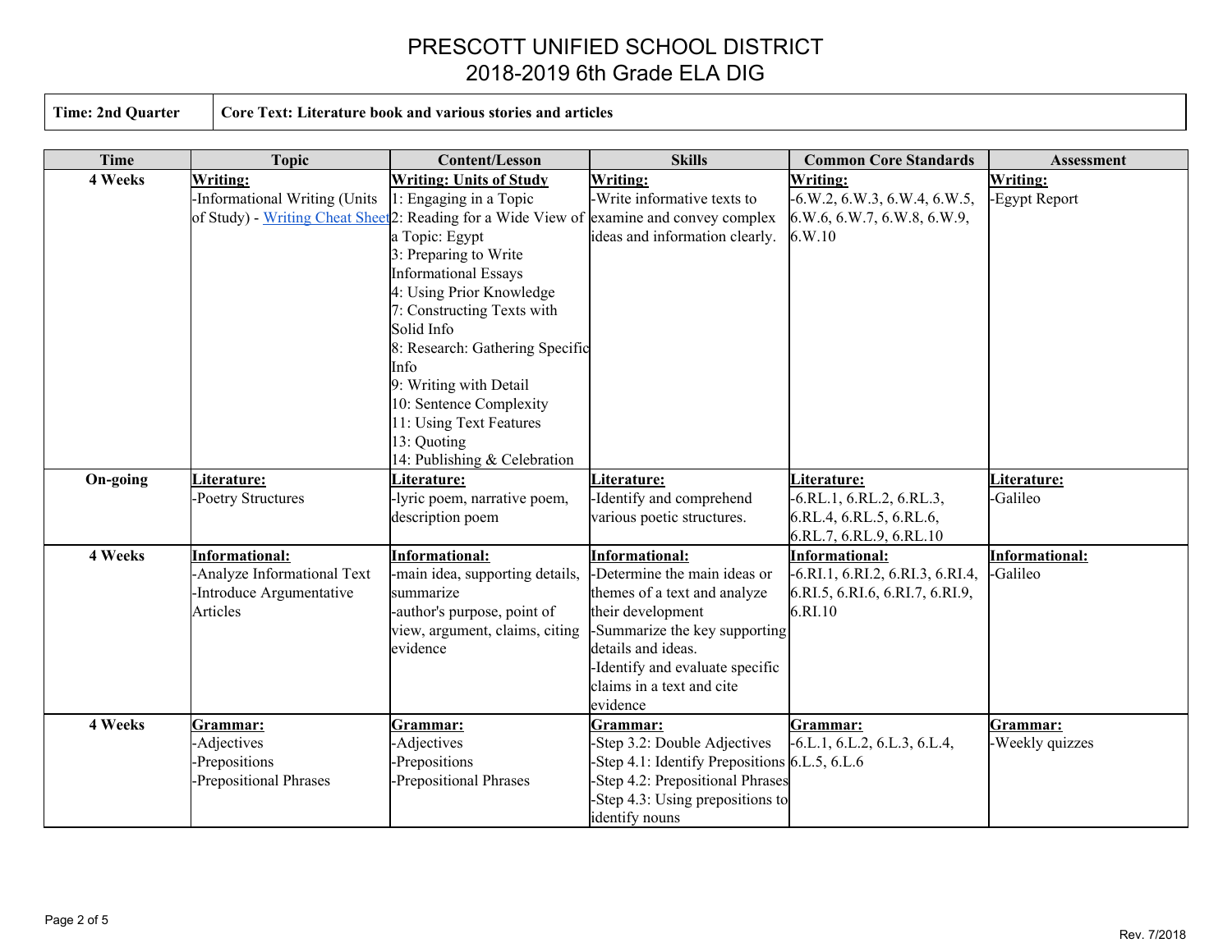# PRESCOTT UNIFIED SCHOOL DISTRICT
## 2018-2019 6th Grade ELA DIG

| **Time: 2nd Quarter** | **Core Text: Literature book and various stories and articles** |
|---|---|

| Time | Topic | Content/Lesson | Skills | Common Core Standards | Assessment |
|---|---|---|---|---|---|
| **4 Weeks** | **Writing:**<br>-Informational Writing (Units of Study) - Writing Cheat Sheet | **Writing: Units of Study**<br>1: Engaging in a Topic<br>2: Reading for a Wide View of a Topic: Egypt<br>3: Preparing to Write Informational Essays<br>4: Using Prior Knowledge<br>7: Constructing Texts with Solid Info<br>8: Research: Gathering Specific Info<br>9: Writing with Detail<br>10: Sentence Complexity<br>11: Using Text Features<br>13: Quoting<br>14: Publishing & Celebration | **Writing:**<br>-Write informative texts to examine and convey complex ideas and information clearly. | **Writing:**<br>-6.W.2, 6.W.3, 6.W.4, 6.W.5, 6.W.6, 6.W.7, 6.W.8, 6.W.9, 6.W.10 | **Writing:**<br>-Egypt Report |
| **On-going** | **Literature:**<br>-Poetry Structures | **Literature:**<br>-lyric poem, narrative poem, description poem | **Literature:**<br>-Identify and comprehend various poetic structures. | **Literature:**<br>-6.RL.1, 6.RL.2, 6.RL.3, 6.RL.4, 6.RL.5, 6.RL.6, 6.RL.7, 6.RL.9, 6.RL.10 | **Literature:**<br>-Galileo |
| **4 Weeks** | **Informational:**<br>-Analyze Informational Text<br>-Introduce Argumentative Articles | **Informational:**<br>-main idea, supporting details, summarize<br>-author's purpose, point of view, argument, claims, citing evidence | **Informational:**<br>-Determine the main ideas or themes of a text and analyze their development<br>-Summarize the key supporting details and ideas.<br>-Identify and evaluate specific claims in a text and cite evidence | **Informational:**<br>-6.RI.1, 6.RI.2, 6.RI.3, 6.RI.4, 6.RI.5, 6.RI.6, 6.RI.7, 6.RI.9, 6.RI.10 | **Informational:**<br>-Galileo |
| **4 Weeks** | **Grammar:**<br>-Adjectives<br>-Prepositions<br>-Prepositional Phrases | **Grammar:**<br>-Adjectives<br>-Prepositions<br>-Prepositional Phrases | **Grammar:**<br>-Step 3.2: Double Adjectives<br>-Step 4.1: Identify Prepositions<br>-Step 4.2: Prepositional Phrases<br>-Step 4.3: Using prepositions to identify nouns | **Grammar:**<br>-6.L.1, 6.L.2, 6.L.3, 6.L.4, 6.L.5, 6.L.6 | **Grammar:**<br>-Weekly quizzes |

Rev. 7/2018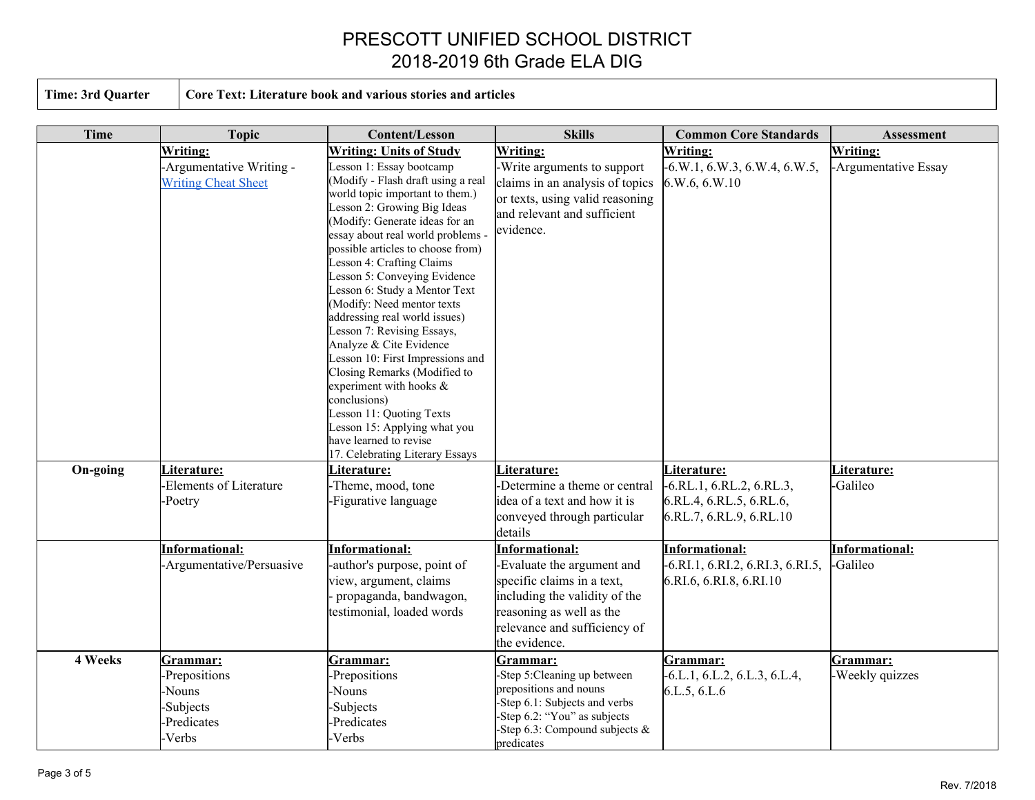# PRESCOTT UNIFIED SCHOOL DISTRICT
## 2018-2019 6th Grade ELA DIG

| Time: 3rd Quarter | Core Text: Literature book and various stories and articles |
|---|---|

| Time | Topic | Content/Lesson | Skills | Common Core Standards | Assessment |
|---|---|---|---|---|---|
| | **Writing:**<br>-Argumentative Writing - [Writing Cheat Sheet] | **Writing: Units of Study**<br>Lesson 1: Essay bootcamp (Modify - Flash draft using a real world topic important to them.)<br>Lesson 2: Growing Big Ideas (Modify: Generate ideas for an essay about real world problems - possible articles to choose from)<br>Lesson 4: Crafting Claims<br>Lesson 5: Conveying Evidence<br>Lesson 6: Study a Mentor Text (Modify: Need mentor texts addressing real world issues)<br>Lesson 7: Revising Essays, Analyze & Cite Evidence<br>Lesson 10: First Impressions and Closing Remarks (Modified to experiment with hooks & conclusions)<br>Lesson 11: Quoting Texts<br>Lesson 15: Applying what you have learned to revise<br>17. Celebrating Literary Essays | **Writing:**<br>-Write arguments to support claims in an analysis of topics or texts, using valid reasoning and relevant and sufficient evidence. | **Writing:**<br>-6.W.1, 6.W.3, 6.W.4, 6.W.5, 6.W.6, 6.W.10 | **Writing:**<br>-Argumentative Essay |
| **On-going** | **Literature:**<br>-Elements of Literature<br>-Poetry | **Literature:**<br>-Theme, mood, tone<br>-Figurative language | **Literature:**<br>-Determine a theme or central idea of a text and how it is conveyed through particular details | **Literature:**<br>-6.RL.1, 6.RL.2, 6.RL.3, 6.RL.4, 6.RL.5, 6.RL.6, 6.RL.7, 6.RL.9, 6.RL.10 | **Literature:**<br>-Galileo |
| | **Informational:**<br>-Argumentative/Persuasive | **Informational:**<br>-author's purpose, point of view, argument, claims<br>- propaganda, bandwagon, testimonial, loaded words | **Informational:**<br>-Evaluate the argument and specific claims in a text, including the validity of the reasoning as well as the relevance and sufficiency of the evidence. | **Informational:**<br>-6.RI.1, 6.RI.2, 6.RI.3, 6.RI.5, 6.RI.6, 6.RI.8, 6.RI.10 | **Informational:**<br>-Galileo |
| **4 Weeks** | **Grammar:**<br>-Prepositions<br>-Nouns<br>-Subjects<br>-Predicates<br>-Verbs | **Grammar:**<br>-Prepositions<br>-Nouns<br>-Subjects<br>-Predicates<br>-Verbs | **Grammar:**<br>-Step 5:Cleaning up between prepositions and nouns<br>-Step 6.1: Subjects and verbs<br>-Step 6.2: "You" as subjects<br>-Step 6.3: Compound subjects & predicates | **Grammar:**<br>-6.L.1, 6.L.2, 6.L.3, 6.L.4, 6.L.5, 6.L.6 | **Grammar:**<br>-Weekly quizzes |

Rev. 7/2018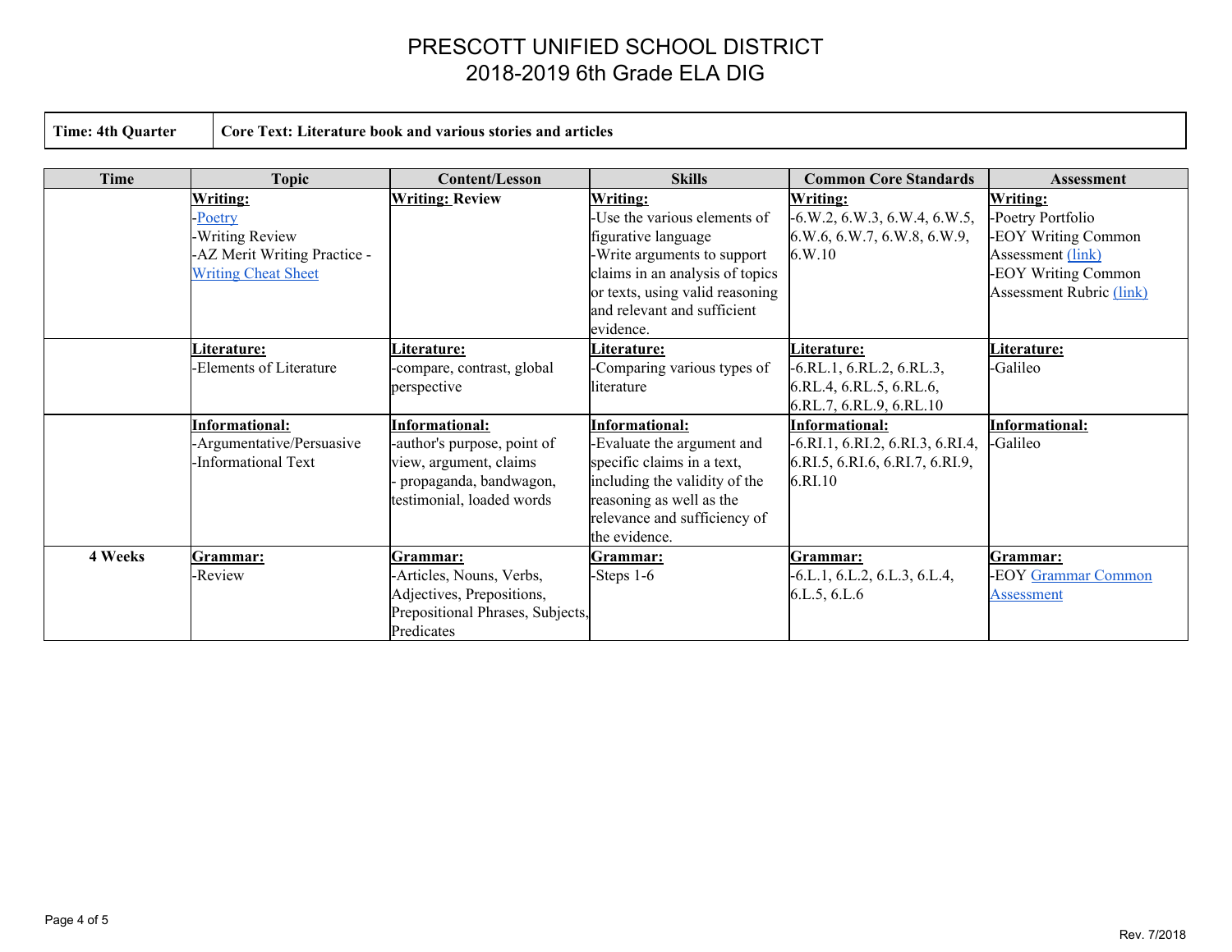# PRESCOTT UNIFIED SCHOOL DISTRICT
## 2018-2019 6th Grade ELA DIG

| **Time: 4th Quarter** | **Core Text: Literature book and various stories and articles** |
|---|---|

| Time | Topic | Content/Lesson | Skills | Common Core Standards | Assessment |
|---|---|---|---|---|---|
| | **Writing:**<br>-Poetry<br>-Writing Review<br>-AZ Merit Writing Practice - Writing Cheat Sheet | **Writing: Review** | **Writing:**<br>-Use the various elements of figurative language<br>-Write arguments to support claims in an analysis of topics or texts, using valid reasoning and relevant and sufficient evidence. | **Writing:**<br>-6.W.2, 6.W.3, 6.W.4, 6.W.5, 6.W.6, 6.W.7, 6.W.8, 6.W.9, 6.W.10 | **Writing:**<br>-Poetry Portfolio<br>-EOY Writing Common Assessment (link)<br>-EOY Writing Common Assessment Rubric (link) |
| | **Literature:**<br>-Elements of Literature | **Literature:**<br>-compare, contrast, global perspective | **Literature:**<br>-Comparing various types of literature | **Literature:**<br>-6.RL.1, 6.RL.2, 6.RL.3, 6.RL.4, 6.RL.5, 6.RL.6, 6.RL.7, 6.RL.9, 6.RL.10 | **Literature:**<br>-Galileo |
| | **Informational:**<br>-Argumentative/Persuasive<br>-Informational Text | **Informational:**<br>-author's purpose, point of view, argument, claims<br>- propaganda, bandwagon, testimonial, loaded words | **Informational:**<br>-Evaluate the argument and specific claims in a text, including the validity of the reasoning as well as the relevance and sufficiency of the evidence. | **Informational:**<br>-6.RI.1, 6.RI.2, 6.RI.3, 6.RI.4, 6.RI.5, 6.RI.6, 6.RI.7, 6.RI.9, 6.RI.10 | **Informational:**<br>-Galileo |
| **4 Weeks** | **Grammar:**<br>-Review | **Grammar:**<br>-Articles, Nouns, Verbs, Adjectives, Prepositions, Prepositional Phrases, Subjects, Predicates | **Grammar:**<br>-Steps 1-6 | **Grammar:**<br>-6.L.1, 6.L.2, 6.L.3, 6.L.4, 6.L.5, 6.L.6 | **Grammar:**<br>-EOY Grammar Common Assessment |

Rev. 7/2018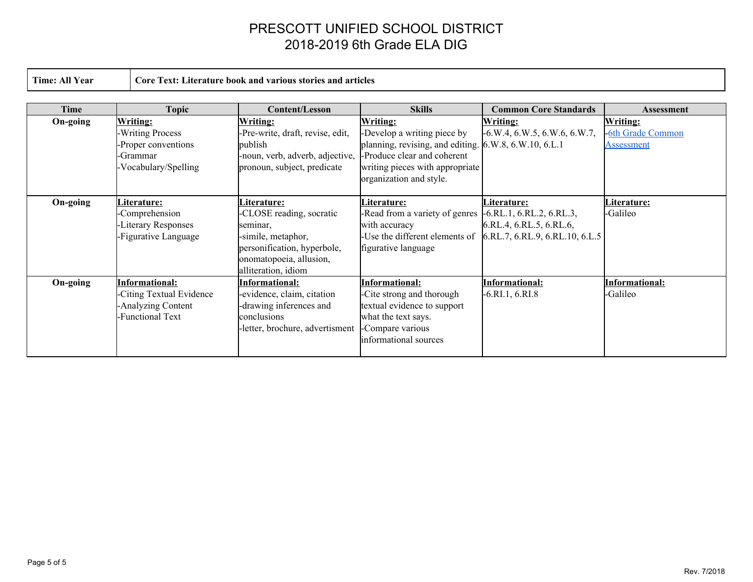# PRESCOTT UNIFIED SCHOOL DISTRICT
# 2018-2019 6th Grade ELA DIG

| **Time: All Year** | **Core Text: Literature book and various stories and articles** |
|---|---|

| Time | Topic | Content/Lesson | Skills | Common Core Standards | Assessment |
|---|---|---|---|---|---|
| **On-going** | **Writing:**<br>-Writing Process<br>-Proper conventions<br>-Grammar<br>-Vocabulary/Spelling | **Writing:**<br>-Pre-write, draft, revise, edit, publish<br>-noun, verb, adverb, adjective, pronoun, subject, predicate | **Writing:**<br>-Develop a writing piece by planning, revising, and editing.<br>-Produce clear and coherent writing pieces with appropriate organization and style. | **Writing:**<br>-6.W.4, 6.W.5, 6.W.6, 6.W.7, 6.W.8, 6.W.10, 6.L.1 | **Writing:**<br>-6th Grade Common Assessment |
| **On-going** | **Literature:**<br>-Comprehension<br>-Literary Responses<br>-Figurative Language | **Literature:**<br>-CLOSE reading, socratic seminar,<br>-simile, metaphor, personification, hyperbole, onomatopoeia, allusion, alliteration, idiom | **Literature:**<br>-Read from a variety of genres with accuracy<br>-Use the different elements of figurative language | **Literature:**<br>-6.RL.1, 6.RL.2, 6.RL.3, 6.RL.4, 6.RL.5, 6.RL.6, 6.RL.7, 6.RL.9, 6.RL.10, 6.L.5 | **Literature:**<br>-Galileo |
| **On-going** | **Informational:**<br>-Citing Textual Evidence<br>-Analyzing Content<br>-Functional Text | **Informational:**<br>-evidence, claim, citation<br>-drawing inferences and conclusions<br>-letter, brochure, advertisment | **Informational:**<br>-Cite strong and thorough textual evidence to support what the text says.<br>-Compare various informational sources | **Informational:**<br>-6.RI.1, 6.RI.8 | **Informational:**<br>-Galileo |

Rev. 7/2018